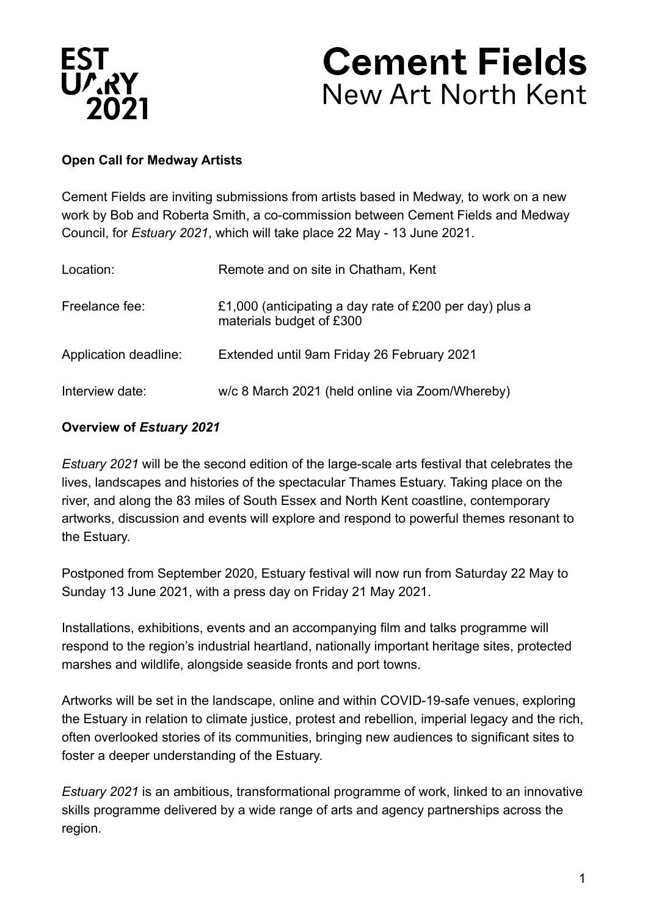**EST UARY 2021**

# Cement Fields
New Art North Kent

**Open Call for Medway Artists**

Cement Fields are inviting submissions from artists based in Medway, to work on a new work by Bob and Roberta Smith, a co-commission between Cement Fields and Medway Council, for *Estuary 2021*, which will take place 22 May - 13 June 2021.

| | |
|---|---|
| Location: | Remote and on site in Chatham, Kent |
| Freelance fee: | £1,000 (anticipating a day rate of £200 per day) plus a materials budget of £300 |
| Application deadline: | Extended until 9am Friday 26 February 2021 |
| Interview date: | w/c 8 March 2021 (held online via Zoom/Whereby) |

**Overview of *Estuary 2021***

*Estuary 2021* will be the second edition of the large-scale arts festival that celebrates the lives, landscapes and histories of the spectacular Thames Estuary. Taking place on the river, and along the 83 miles of South Essex and North Kent coastline, contemporary artworks, discussion and events will explore and respond to powerful themes resonant to the Estuary.

Postponed from September 2020, Estuary festival will now run from Saturday 22 May to Sunday 13 June 2021, with a press day on Friday 21 May 2021.

Installations, exhibitions, events and an accompanying film and talks programme will respond to the region's industrial heartland, nationally important heritage sites, protected marshes and wildlife, alongside seaside fronts and port towns.

Artworks will be set in the landscape, online and within COVID-19-safe venues, exploring the Estuary in relation to climate justice, protest and rebellion, imperial legacy and the rich, often overlooked stories of its communities, bringing new audiences to significant sites to foster a deeper understanding of the Estuary.

*Estuary 2021* is an ambitious, transformational programme of work, linked to an innovative skills programme delivered by a wide range of arts and agency partnerships across the region.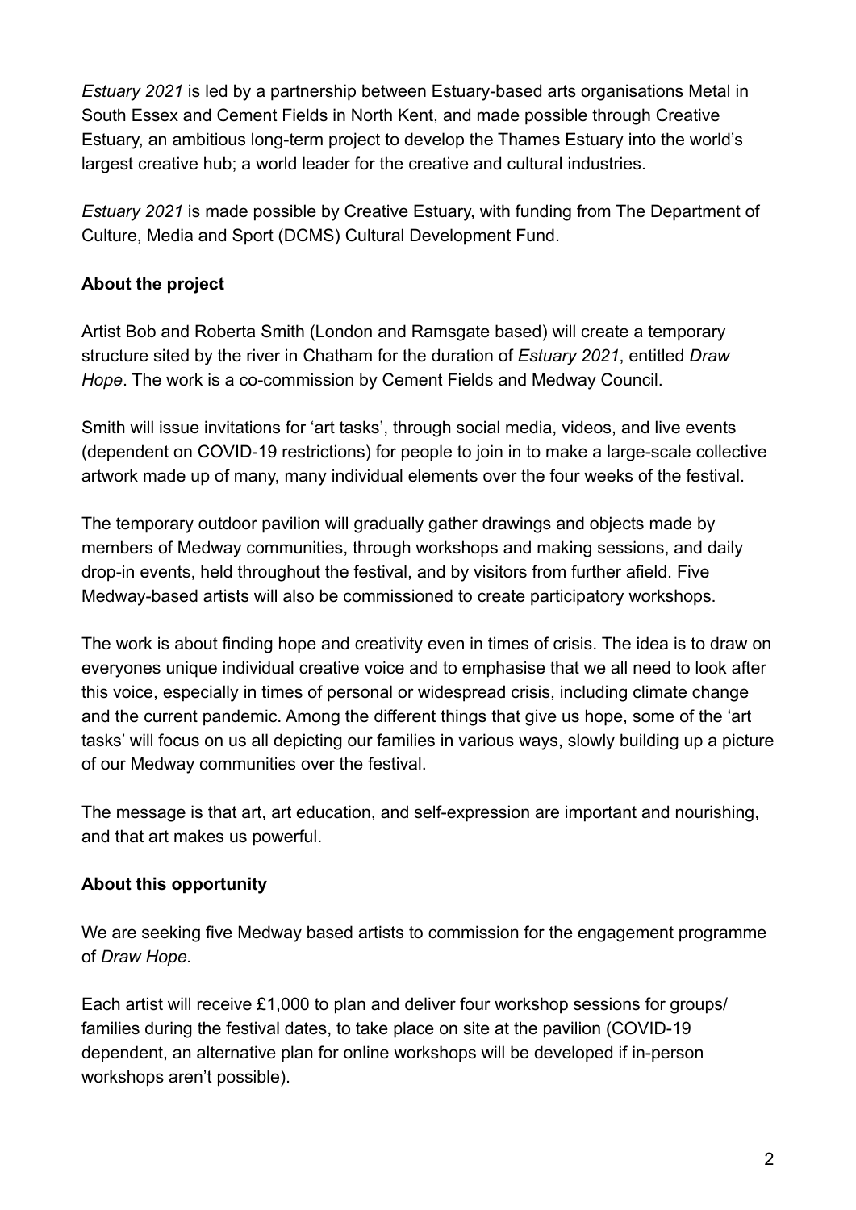*Estuary 2021* is led by a partnership between Estuary-based arts organisations Metal in South Essex and Cement Fields in North Kent, and made possible through Creative Estuary, an ambitious long-term project to develop the Thames Estuary into the world's largest creative hub; a world leader for the creative and cultural industries.

*Estuary 2021* is made possible by Creative Estuary, with funding from The Department of Culture, Media and Sport (DCMS) Cultural Development Fund.

**About the project**

Artist Bob and Roberta Smith (London and Ramsgate based) will create a temporary structure sited by the river in Chatham for the duration of *Estuary 2021*, entitled *Draw Hope*. The work is a co-commission by Cement Fields and Medway Council.

Smith will issue invitations for 'art tasks', through social media, videos, and live events (dependent on COVID-19 restrictions) for people to join in to make a large-scale collective artwork made up of many, many individual elements over the four weeks of the festival.

The temporary outdoor pavilion will gradually gather drawings and objects made by members of Medway communities, through workshops and making sessions, and daily drop-in events, held throughout the festival, and by visitors from further afield. Five Medway-based artists will also be commissioned to create participatory workshops.

The work is about finding hope and creativity even in times of crisis. The idea is to draw on everyones unique individual creative voice and to emphasise that we all need to look after this voice, especially in times of personal or widespread crisis, including climate change and the current pandemic. Among the different things that give us hope, some of the 'art tasks' will focus on us all depicting our families in various ways, slowly building up a picture of our Medway communities over the festival.

The message is that art, art education, and self-expression are important and nourishing, and that art makes us powerful.

**About this opportunity**

We are seeking five Medway based artists to commission for the engagement programme of *Draw Hope.*

Each artist will receive £1,000 to plan and deliver four workshop sessions for groups/ families during the festival dates, to take place on site at the pavilion (COVID-19 dependent, an alternative plan for online workshops will be developed if in-person workshops aren't possible).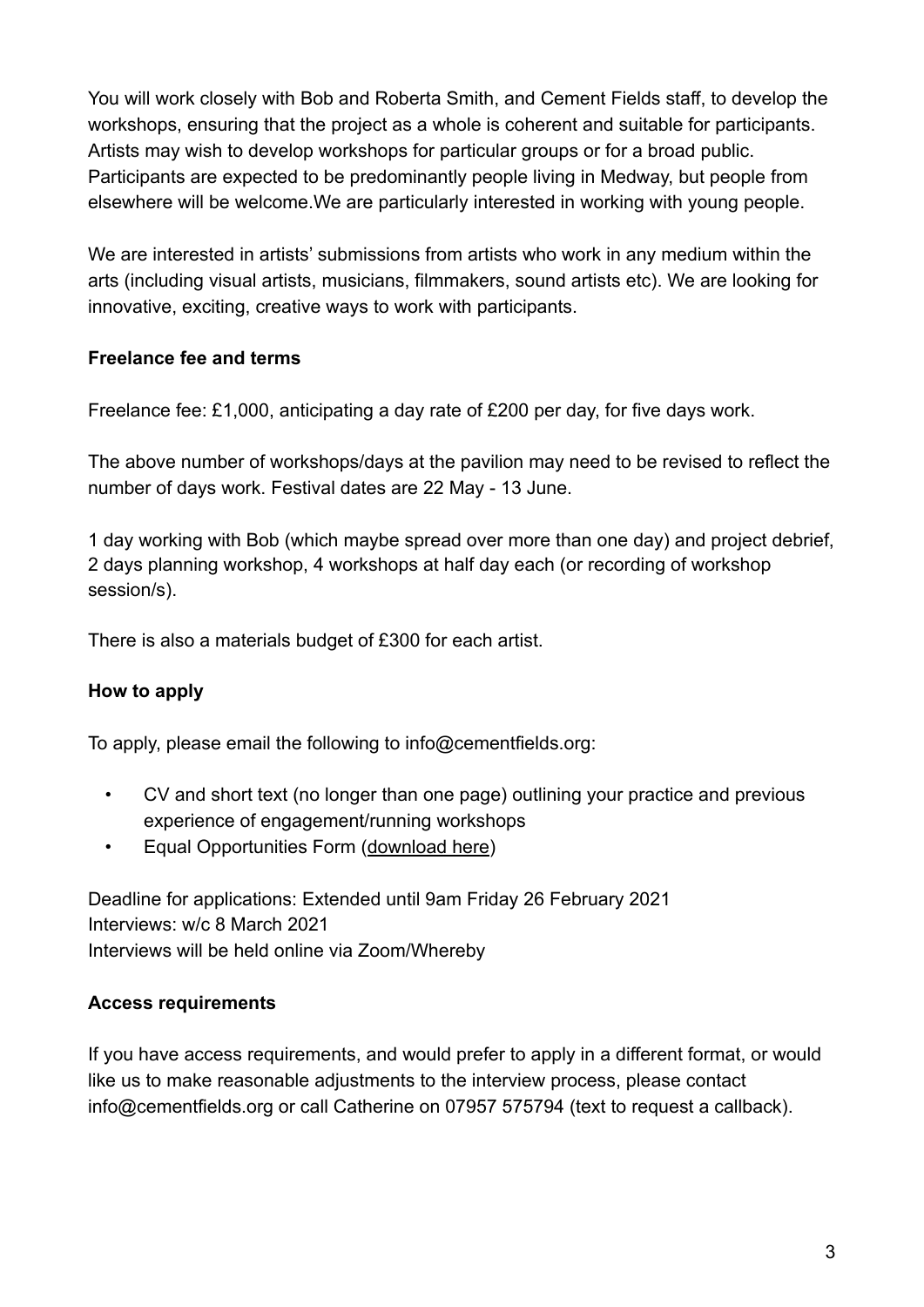You will work closely with Bob and Roberta Smith, and Cement Fields staff, to develop the workshops, ensuring that the project as a whole is coherent and suitable for participants. Artists may wish to develop workshops for particular groups or for a broad public. Participants are expected to be predominantly people living in Medway, but people from elsewhere will be welcome.We are particularly interested in working with young people.

We are interested in artists' submissions from artists who work in any medium within the arts (including visual artists, musicians, filmmakers, sound artists etc). We are looking for innovative, exciting, creative ways to work with participants.

**Freelance fee and terms**

Freelance fee: £1,000, anticipating a day rate of £200 per day, for five days work.

The above number of workshops/days at the pavilion may need to be revised to reflect the number of days work. Festival dates are 22 May - 13 June.

1 day working with Bob (which maybe spread over more than one day) and project debrief, 2 days planning workshop, 4 workshops at half day each (or recording of workshop session/s).

There is also a materials budget of £300 for each artist.

**How to apply**

To apply, please email the following to info@cementfields.org:

- CV and short text (no longer than one page) outlining your practice and previous experience of engagement/running workshops
- Equal Opportunities Form (download here)

Deadline for applications: Extended until 9am Friday 26 February 2021
Interviews: w/c 8 March 2021
Interviews will be held online via Zoom/Whereby

**Access requirements**

If you have access requirements, and would prefer to apply in a different format, or would like us to make reasonable adjustments to the interview process, please contact info@cementfields.org or call Catherine on 07957 575794 (text to request a callback).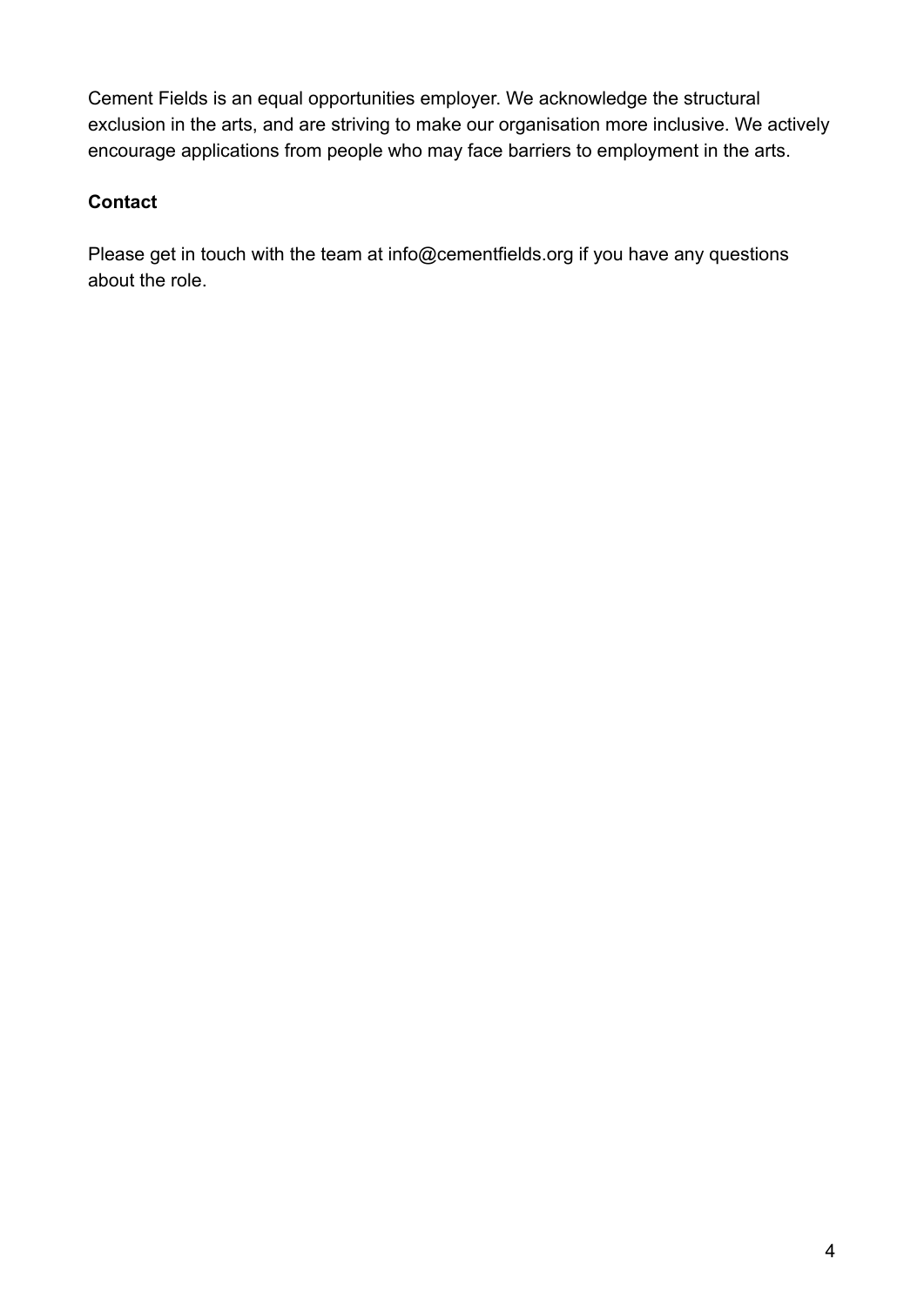Cement Fields is an equal opportunities employer. We acknowledge the structural exclusion in the arts, and are striving to make our organisation more inclusive. We actively encourage applications from people who may face barriers to employment in the arts.

**Contact**

Please get in touch with the team at info@cementfields.org if you have any questions about the role.